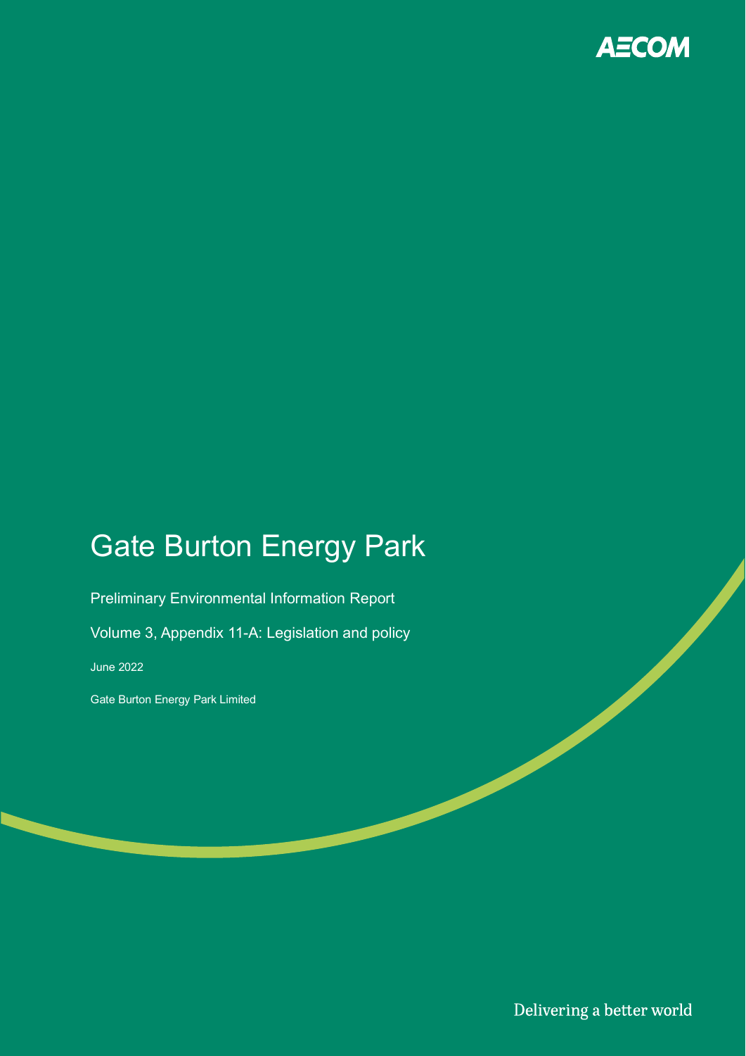AECOM

# Gate Burton Energy Park

Preliminary Environmental Information Report

Volume 3, Appendix 11-A: Legislation and policy

June 2022

Gate Burton Energy Park Limited

Delivering a better world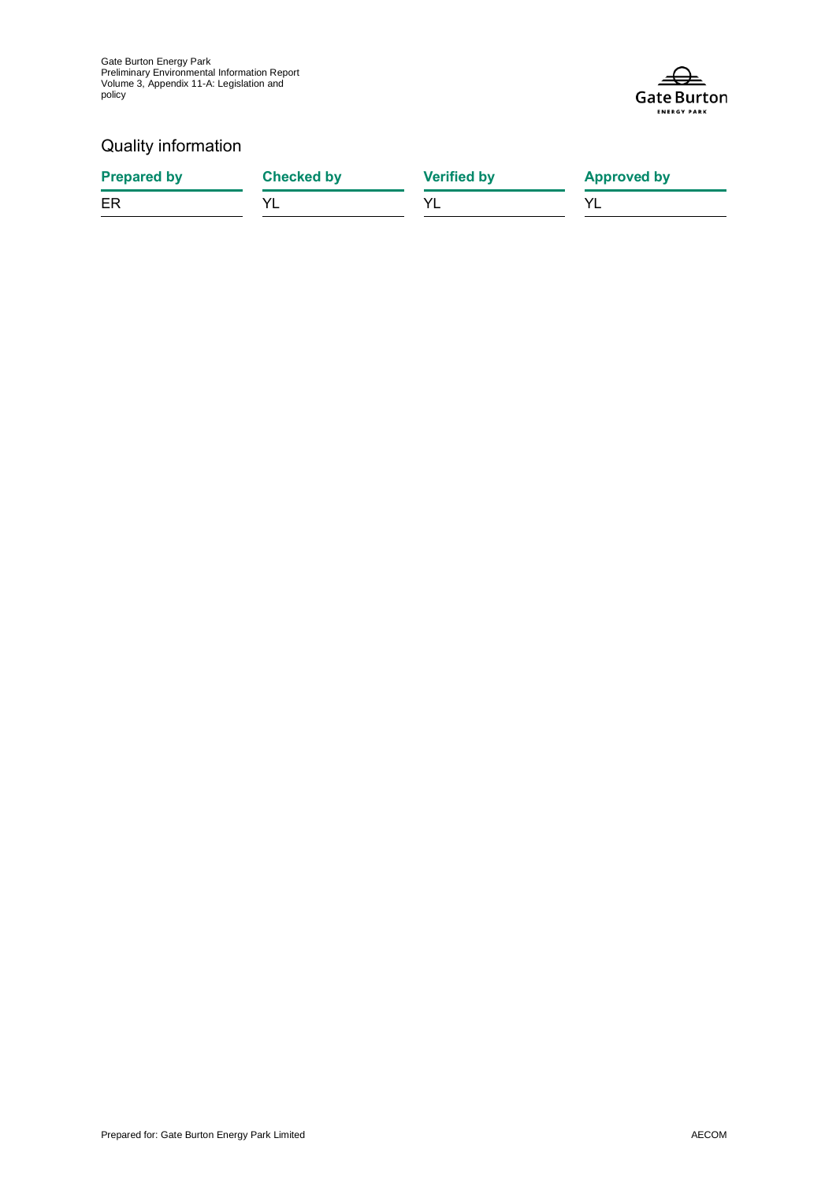## Quality information

| Prepared by | Checked by | Verified by | Approved by |
|---|---|---|---|
| ER | YL | YL | YL |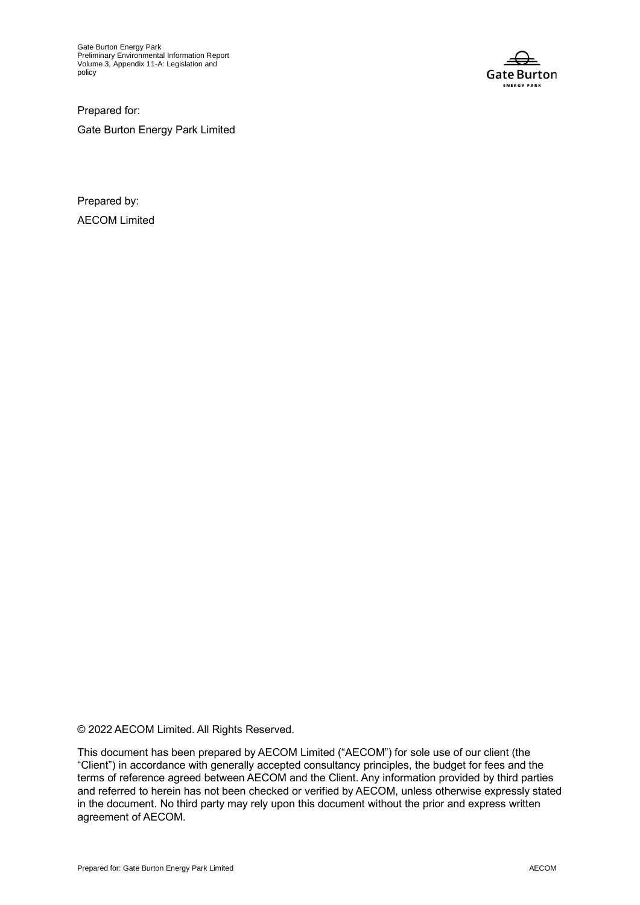Prepared for:

Gate Burton Energy Park Limited

Prepared by:

AECOM Limited

© 2022 AECOM Limited. All Rights Reserved.

This document has been prepared by AECOM Limited ("AECOM") for sole use of our client (the "Client") in accordance with generally accepted consultancy principles, the budget for fees and the terms of reference agreed between AECOM and the Client. Any information provided by third parties and referred to herein has not been checked or verified by AECOM, unless otherwise expressly stated in the document. No third party may rely upon this document without the prior and express written agreement of AECOM.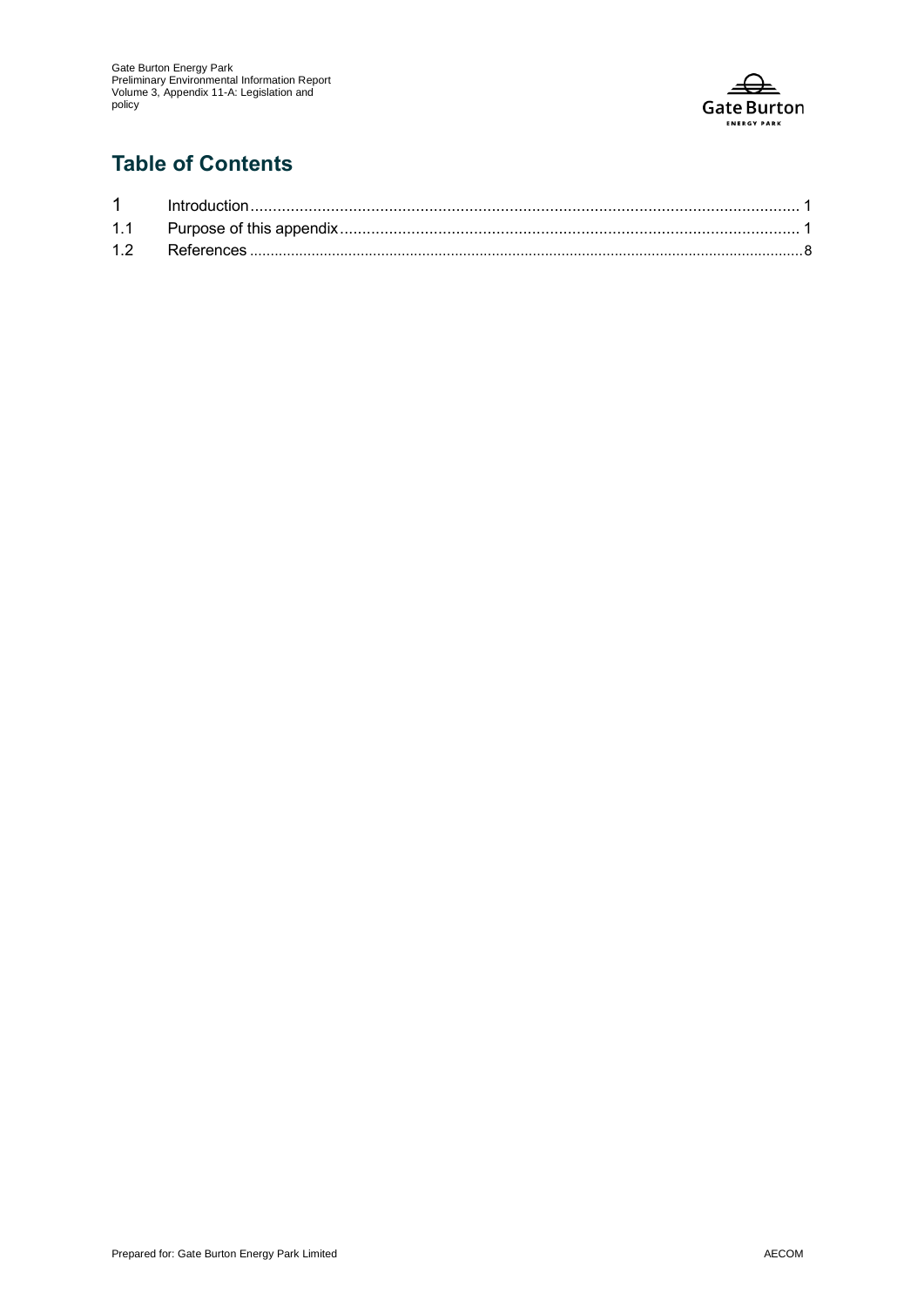## Table of Contents

| | | |
|---|---|---|
| 1 | Introduction | 1 |
| 1.1 | Purpose of this appendix | 1 |
| 1.2 | References | 8 |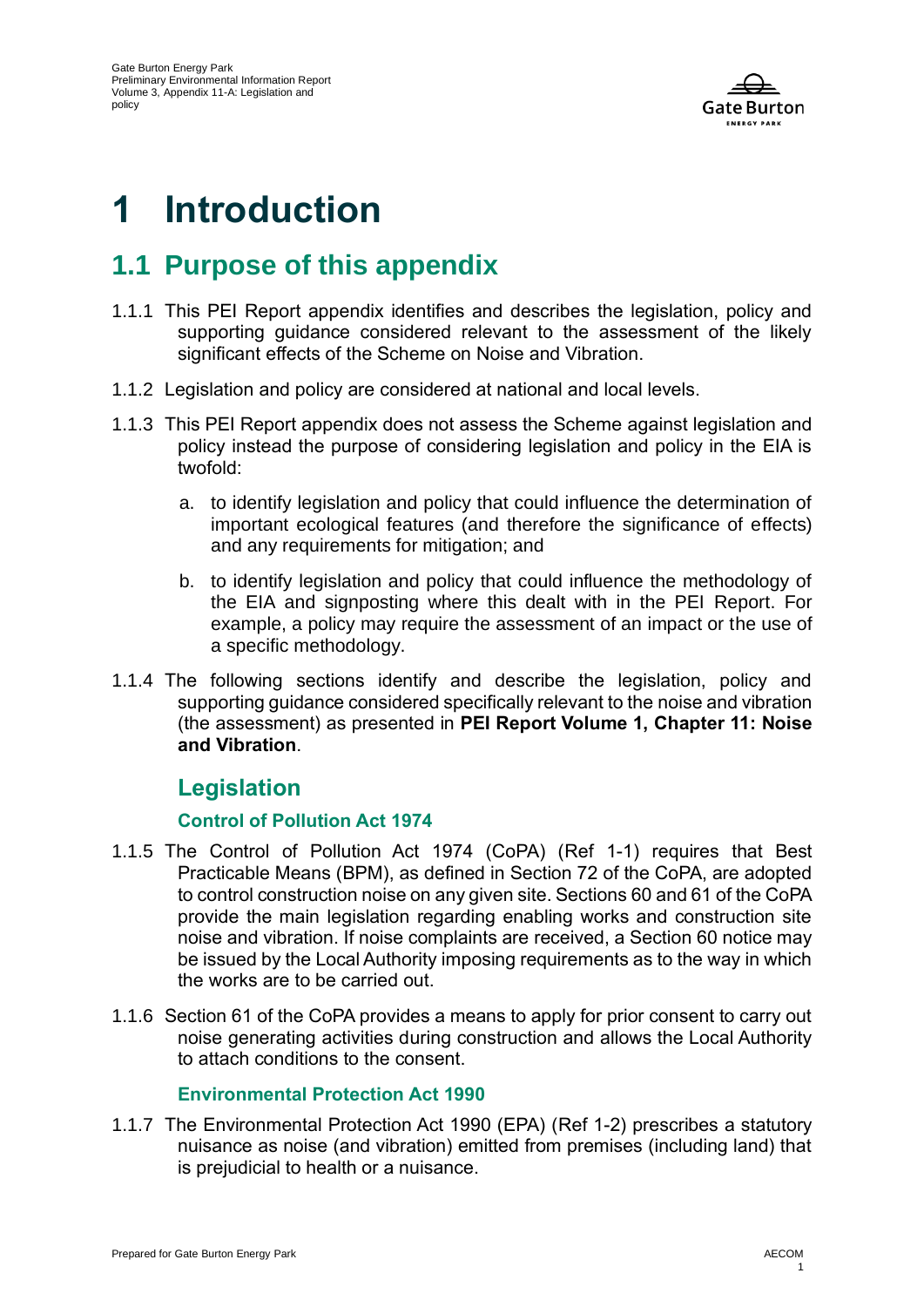# 1 Introduction

## 1.1 Purpose of this appendix

1.1.1 This PEI Report appendix identifies and describes the legislation, policy and supporting guidance considered relevant to the assessment of the likely significant effects of the Scheme on Noise and Vibration.

1.1.2 Legislation and policy are considered at national and local levels.

1.1.3 This PEI Report appendix does not assess the Scheme against legislation and policy instead the purpose of considering legislation and policy in the EIA is twofold:

a. to identify legislation and policy that could influence the determination of important ecological features (and therefore the significance of effects) and any requirements for mitigation; and

b. to identify legislation and policy that could influence the methodology of the EIA and signposting where this dealt with in the PEI Report. For example, a policy may require the assessment of an impact or the use of a specific methodology.

1.1.4 The following sections identify and describe the legislation, policy and supporting guidance considered specifically relevant to the noise and vibration (the assessment) as presented in **PEI Report Volume 1, Chapter 11: Noise and Vibration**.

### Legislation

#### Control of Pollution Act 1974

1.1.5 The Control of Pollution Act 1974 (CoPA) (Ref 1-1) requires that Best Practicable Means (BPM), as defined in Section 72 of the CoPA, are adopted to control construction noise on any given site. Sections 60 and 61 of the CoPA provide the main legislation regarding enabling works and construction site noise and vibration. If noise complaints are received, a Section 60 notice may be issued by the Local Authority imposing requirements as to the way in which the works are to be carried out.

1.1.6 Section 61 of the CoPA provides a means to apply for prior consent to carry out noise generating activities during construction and allows the Local Authority to attach conditions to the consent.

#### Environmental Protection Act 1990

1.1.7 The Environmental Protection Act 1990 (EPA) (Ref 1-2) prescribes a statutory nuisance as noise (and vibration) emitted from premises (including land) that is prejudicial to health or a nuisance.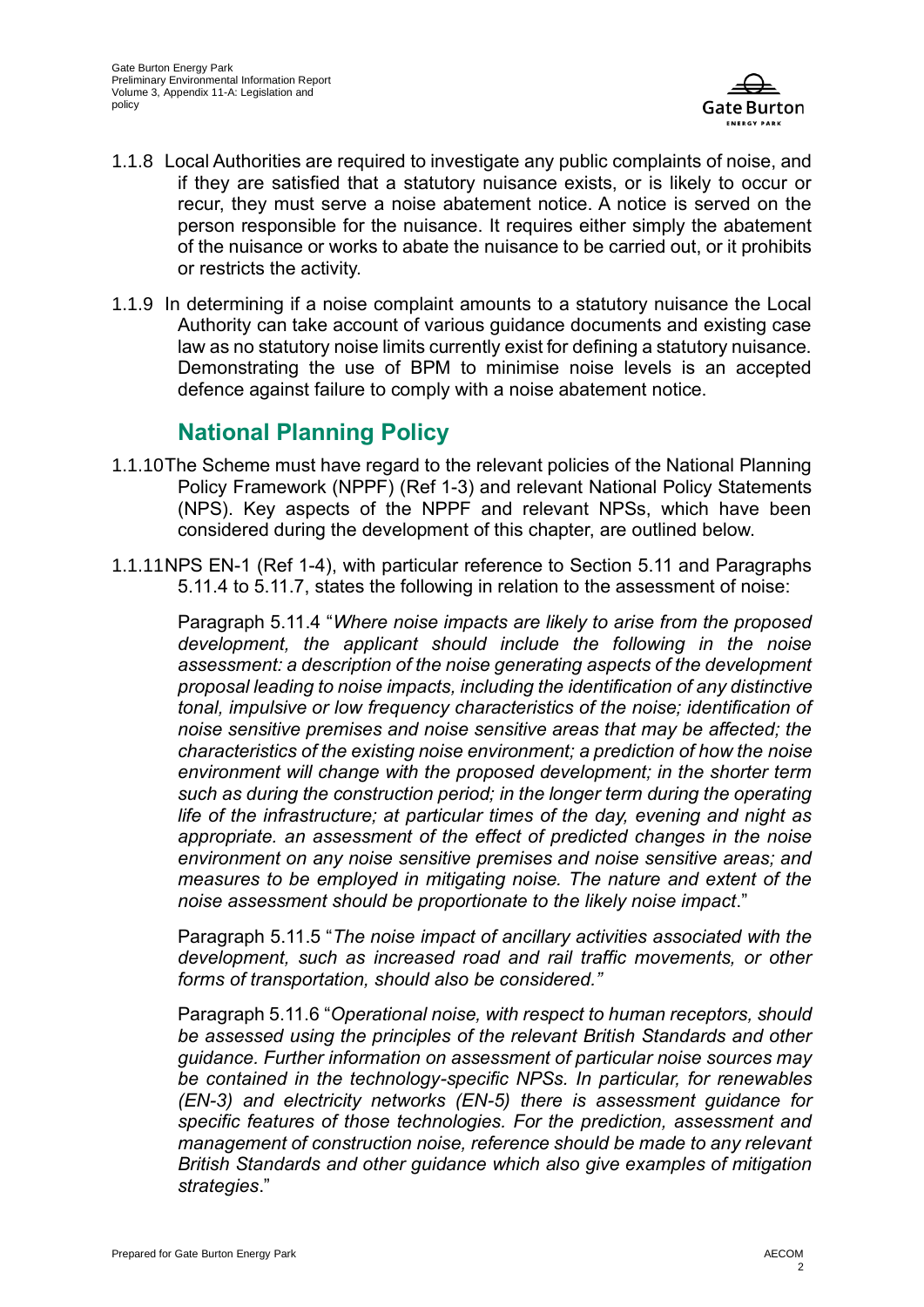1.1.8 Local Authorities are required to investigate any public complaints of noise, and if they are satisfied that a statutory nuisance exists, or is likely to occur or recur, they must serve a noise abatement notice. A notice is served on the person responsible for the nuisance. It requires either simply the abatement of the nuisance or works to abate the nuisance to be carried out, or it prohibits or restricts the activity.

1.1.9 In determining if a noise complaint amounts to a statutory nuisance the Local Authority can take account of various guidance documents and existing case law as no statutory noise limits currently exist for defining a statutory nuisance. Demonstrating the use of BPM to minimise noise levels is an accepted defence against failure to comply with a noise abatement notice.

## National Planning Policy

1.1.10 The Scheme must have regard to the relevant policies of the National Planning Policy Framework (NPPF) (Ref 1-3) and relevant National Policy Statements (NPS). Key aspects of the NPPF and relevant NPSs, which have been considered during the development of this chapter, are outlined below.

1.1.11 NPS EN-1 (Ref 1-4), with particular reference to Section 5.11 and Paragraphs 5.11.4 to 5.11.7, states the following in relation to the assessment of noise:

Paragraph 5.11.4 "*Where noise impacts are likely to arise from the proposed development, the applicant should include the following in the noise assessment: a description of the noise generating aspects of the development proposal leading to noise impacts, including the identification of any distinctive tonal, impulsive or low frequency characteristics of the noise; identification of noise sensitive premises and noise sensitive areas that may be affected; the characteristics of the existing noise environment; a prediction of how the noise environment will change with the proposed development; in the shorter term such as during the construction period; in the longer term during the operating life of the infrastructure; at particular times of the day, evening and night as appropriate. an assessment of the effect of predicted changes in the noise environment on any noise sensitive premises and noise sensitive areas; and measures to be employed in mitigating noise. The nature and extent of the noise assessment should be proportionate to the likely noise impact*."

Paragraph 5.11.5 "*The noise impact of ancillary activities associated with the development, such as increased road and rail traffic movements, or other forms of transportation, should also be considered.*"

Paragraph 5.11.6 "*Operational noise, with respect to human receptors, should be assessed using the principles of the relevant British Standards and other guidance. Further information on assessment of particular noise sources may be contained in the technology-specific NPSs. In particular, for renewables (EN-3) and electricity networks (EN-5) there is assessment guidance for specific features of those technologies. For the prediction, assessment and management of construction noise, reference should be made to any relevant British Standards and other guidance which also give examples of mitigation strategies*."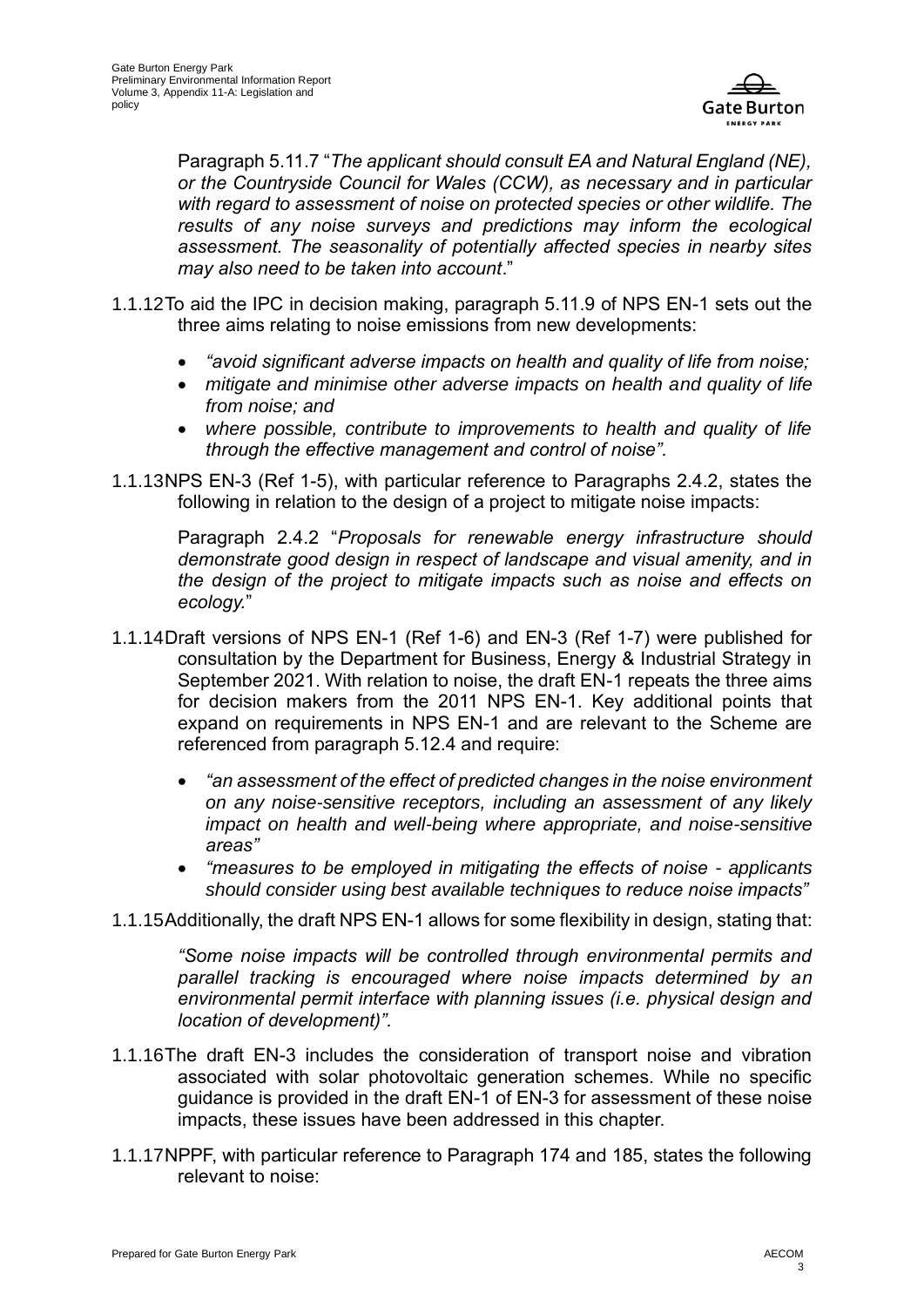Paragraph 5.11.7 "*The applicant should consult EA and Natural England (NE), or the Countryside Council for Wales (CCW), as necessary and in particular with regard to assessment of noise on protected species or other wildlife. The results of any noise surveys and predictions may inform the ecological assessment. The seasonality of potentially affected species in nearby sites may also need to be taken into account*."

1.1.12 To aid the IPC in decision making, paragraph 5.11.9 of NPS EN-1 sets out the three aims relating to noise emissions from new developments:

- *"avoid significant adverse impacts on health and quality of life from noise;*
- *mitigate and minimise other adverse impacts on health and quality of life from noise; and*
- *where possible, contribute to improvements to health and quality of life through the effective management and control of noise".*

1.1.13 NPS EN-3 (Ref 1-5), with particular reference to Paragraphs 2.4.2, states the following in relation to the design of a project to mitigate noise impacts:

Paragraph 2.4.2 "*Proposals for renewable energy infrastructure should demonstrate good design in respect of landscape and visual amenity, and in the design of the project to mitigate impacts such as noise and effects on ecology.*"

1.1.14 Draft versions of NPS EN-1 (Ref 1-6) and EN-3 (Ref 1-7) were published for consultation by the Department for Business, Energy & Industrial Strategy in September 2021. With relation to noise, the draft EN-1 repeats the three aims for decision makers from the 2011 NPS EN-1. Key additional points that expand on requirements in NPS EN-1 and are relevant to the Scheme are referenced from paragraph 5.12.4 and require:

- *"an assessment of the effect of predicted changes in the noise environment on any noise-sensitive receptors, including an assessment of any likely impact on health and well-being where appropriate, and noise-sensitive areas"*
- *"measures to be employed in mitigating the effects of noise - applicants should consider using best available techniques to reduce noise impacts"*

1.1.15 Additionally, the draft NPS EN-1 allows for some flexibility in design, stating that:

*"Some noise impacts will be controlled through environmental permits and parallel tracking is encouraged where noise impacts determined by an environmental permit interface with planning issues (i.e. physical design and location of development)".*

1.1.16 The draft EN-3 includes the consideration of transport noise and vibration associated with solar photovoltaic generation schemes. While no specific guidance is provided in the draft EN-1 of EN-3 for assessment of these noise impacts, these issues have been addressed in this chapter.

1.1.17 NPPF, with particular reference to Paragraph 174 and 185, states the following relevant to noise: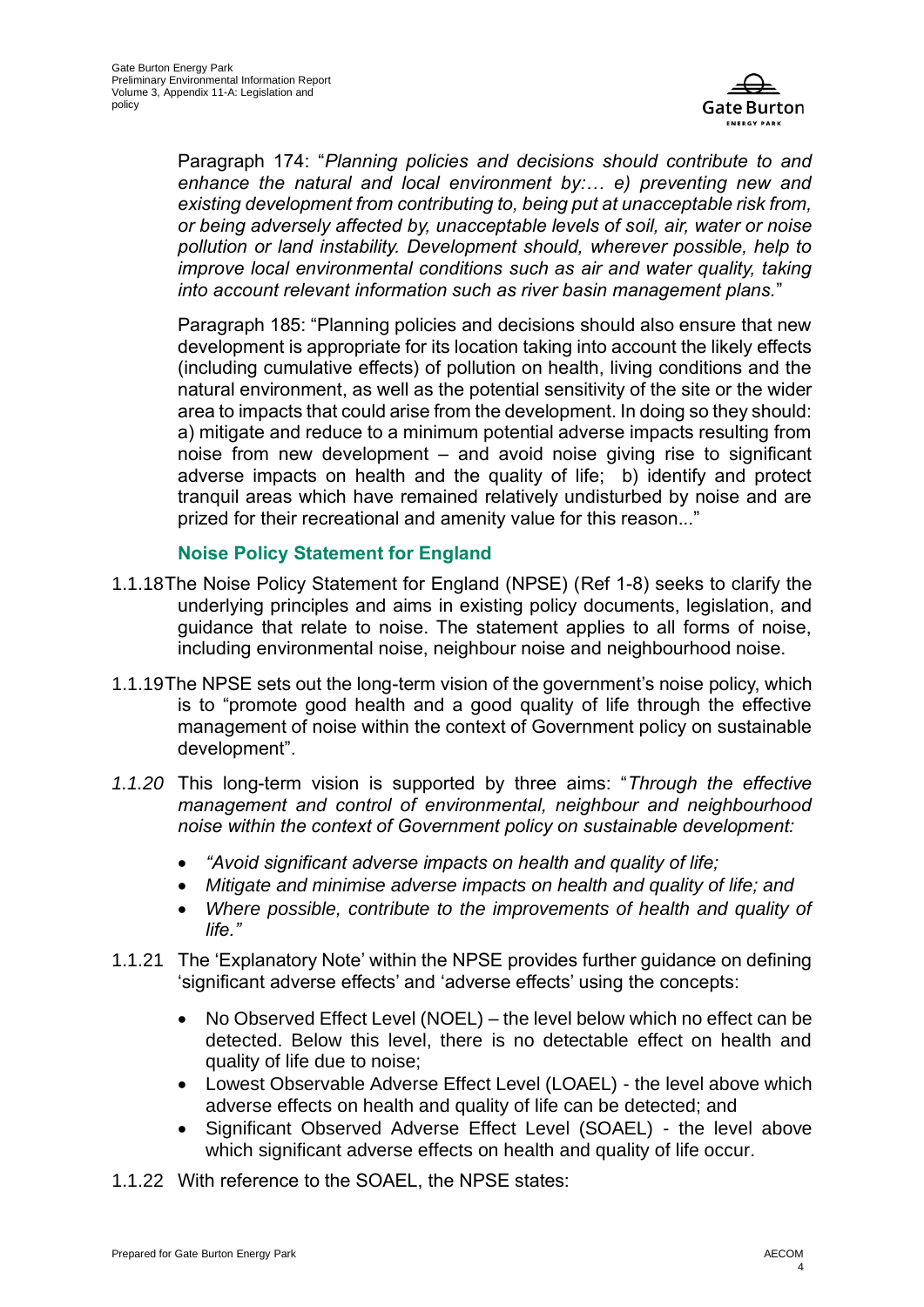Paragraph 174: "*Planning policies and decisions should contribute to and enhance the natural and local environment by:… e) preventing new and existing development from contributing to, being put at unacceptable risk from, or being adversely affected by, unacceptable levels of soil, air, water or noise pollution or land instability. Development should, wherever possible, help to improve local environmental conditions such as air and water quality, taking into account relevant information such as river basin management plans.*"

Paragraph 185: "Planning policies and decisions should also ensure that new development is appropriate for its location taking into account the likely effects (including cumulative effects) of pollution on health, living conditions and the natural environment, as well as the potential sensitivity of the site or the wider area to impacts that could arise from the development. In doing so they should: a) mitigate and reduce to a minimum potential adverse impacts resulting from noise from new development – and avoid noise giving rise to significant adverse impacts on health and the quality of life; b) identify and protect tranquil areas which have remained relatively undisturbed by noise and are prized for their recreational and amenity value for this reason..."

### Noise Policy Statement for England

1.1.18 The Noise Policy Statement for England (NPSE) (Ref 1-8) seeks to clarify the underlying principles and aims in existing policy documents, legislation, and guidance that relate to noise. The statement applies to all forms of noise, including environmental noise, neighbour noise and neighbourhood noise.

1.1.19 The NPSE sets out the long-term vision of the government's noise policy, which is to "promote good health and a good quality of life through the effective management of noise within the context of Government policy on sustainable development".

*1.1.20* This long-term vision is supported by three aims: "*Through the effective management and control of environmental, neighbour and neighbourhood noise within the context of Government policy on sustainable development:*

- *"Avoid significant adverse impacts on health and quality of life;*
- *Mitigate and minimise adverse impacts on health and quality of life; and*
- *Where possible, contribute to the improvements of health and quality of life."*

1.1.21 The 'Explanatory Note' within the NPSE provides further guidance on defining 'significant adverse effects' and 'adverse effects' using the concepts:

- No Observed Effect Level (NOEL) – the level below which no effect can be detected. Below this level, there is no detectable effect on health and quality of life due to noise;
- Lowest Observable Adverse Effect Level (LOAEL) - the level above which adverse effects on health and quality of life can be detected; and
- Significant Observed Adverse Effect Level (SOAEL) - the level above which significant adverse effects on health and quality of life occur.

1.1.22 With reference to the SOAEL, the NPSE states: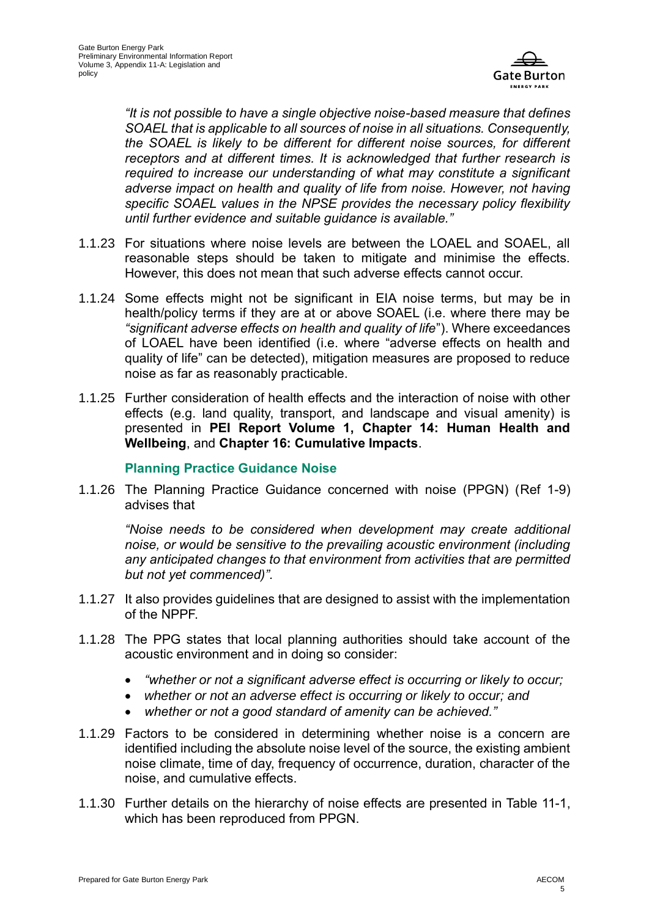*"It is not possible to have a single objective noise-based measure that defines SOAEL that is applicable to all sources of noise in all situations. Consequently, the SOAEL is likely to be different for different noise sources, for different receptors and at different times. It is acknowledged that further research is required to increase our understanding of what may constitute a significant adverse impact on health and quality of life from noise. However, not having specific SOAEL values in the NPSE provides the necessary policy flexibility until further evidence and suitable guidance is available."*

1.1.23 For situations where noise levels are between the LOAEL and SOAEL, all reasonable steps should be taken to mitigate and minimise the effects. However, this does not mean that such adverse effects cannot occur.

1.1.24 Some effects might not be significant in EIA noise terms, but may be in health/policy terms if they are at or above SOAEL (i.e. where there may be *"significant adverse effects on health and quality of life*"). Where exceedances of LOAEL have been identified (i.e. where "adverse effects on health and quality of life" can be detected), mitigation measures are proposed to reduce noise as far as reasonably practicable.

1.1.25 Further consideration of health effects and the interaction of noise with other effects (e.g. land quality, transport, and landscape and visual amenity) is presented in **PEI Report Volume 1, Chapter 14: Human Health and Wellbeing**, and **Chapter 16: Cumulative Impacts**.

### Planning Practice Guidance Noise

1.1.26 The Planning Practice Guidance concerned with noise (PPGN) (Ref 1-9) advises that

*"Noise needs to be considered when development may create additional noise, or would be sensitive to the prevailing acoustic environment (including any anticipated changes to that environment from activities that are permitted but not yet commenced)".*

1.1.27 It also provides guidelines that are designed to assist with the implementation of the NPPF.

1.1.28 The PPG states that local planning authorities should take account of the acoustic environment and in doing so consider:

- *"whether or not a significant adverse effect is occurring or likely to occur;*
- *whether or not an adverse effect is occurring or likely to occur; and*
- *whether or not a good standard of amenity can be achieved."*

1.1.29 Factors to be considered in determining whether noise is a concern are identified including the absolute noise level of the source, the existing ambient noise climate, time of day, frequency of occurrence, duration, character of the noise, and cumulative effects.

1.1.30 Further details on the hierarchy of noise effects are presented in Table 11-1, which has been reproduced from PPGN.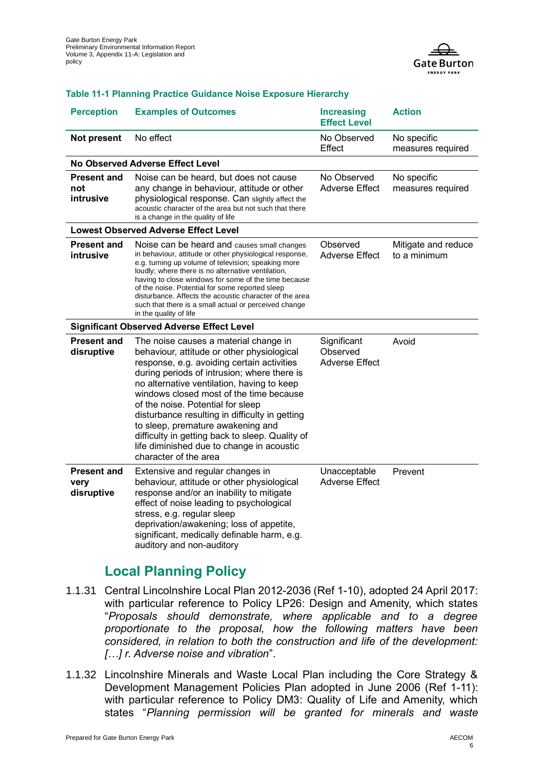**Table 11-1 Planning Practice Guidance Noise Exposure Hierarchy**

| Perception | Examples of Outcomes | Increasing Effect Level | Action |
|---|---|---|---|
| **Not present** | No effect | No Observed Effect | No specific measures required |
| **No Observed Adverse Effect Level** | | | |
| **Present and not intrusive** | Noise can be heard, but does not cause any change in behaviour, attitude or other physiological response. Can slightly affect the acoustic character of the area but not such that there is a change in the quality of life | No Observed Adverse Effect | No specific measures required |
| **Lowest Observed Adverse Effect Level** | | | |
| **Present and intrusive** | Noise can be heard and causes small changes in behaviour, attitude or other physiological response, e.g. turning up volume of television; speaking more loudly; where there is no alternative ventilation, having to close windows for some of the time because of the noise. Potential for some reported sleep disturbance. Affects the acoustic character of the area such that there is a small actual or perceived change in the quality of life | Observed Adverse Effect | Mitigate and reduce to a minimum |
| **Significant Observed Adverse Effect Level** | | | |
| **Present and disruptive** | The noise causes a material change in behaviour, attitude or other physiological response, e.g. avoiding certain activities during periods of intrusion; where there is no alternative ventilation, having to keep windows closed most of the time because of the noise. Potential for sleep disturbance resulting in difficulty in getting to sleep, premature awakening and difficulty in getting back to sleep. Quality of life diminished due to change in acoustic character of the area | Significant Observed Adverse Effect | Avoid |
| **Present and very disruptive** | Extensive and regular changes in behaviour, attitude or other physiological response and/or an inability to mitigate effect of noise leading to psychological stress, e.g. regular sleep deprivation/awakening; loss of appetite, significant, medically definable harm, e.g. auditory and non-auditory | Unacceptable Adverse Effect | Prevent |

## Local Planning Policy

1.1.31 Central Lincolnshire Local Plan 2012-2036 (Ref 1-10), adopted 24 April 2017: with particular reference to Policy LP26: Design and Amenity, which states "*Proposals should demonstrate, where applicable and to a degree proportionate to the proposal, how the following matters have been considered, in relation to both the construction and life of the development: […] r. Adverse noise and vibration*".

1.1.32 Lincolnshire Minerals and Waste Local Plan including the Core Strategy & Development Management Policies Plan adopted in June 2006 (Ref 1-11): with particular reference to Policy DM3: Quality of Life and Amenity, which states "*Planning permission will be granted for minerals and waste*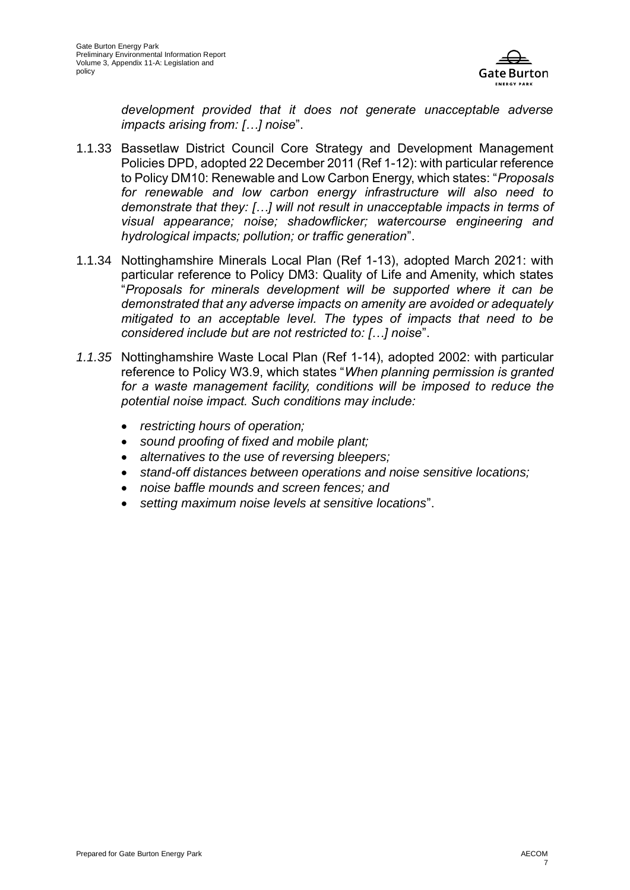*development provided that it does not generate unacceptable adverse impacts arising from: […] noise*".

1.1.33 Bassetlaw District Council Core Strategy and Development Management Policies DPD, adopted 22 December 2011 (Ref 1-12): with particular reference to Policy DM10: Renewable and Low Carbon Energy, which states: "*Proposals for renewable and low carbon energy infrastructure will also need to demonstrate that they: […] will not result in unacceptable impacts in terms of visual appearance; noise; shadowflicker; watercourse engineering and hydrological impacts; pollution; or traffic generation*".

1.1.34 Nottinghamshire Minerals Local Plan (Ref 1-13), adopted March 2021: with particular reference to Policy DM3: Quality of Life and Amenity, which states "*Proposals for minerals development will be supported where it can be demonstrated that any adverse impacts on amenity are avoided or adequately mitigated to an acceptable level. The types of impacts that need to be considered include but are not restricted to: […] noise*".

*1.1.35* Nottinghamshire Waste Local Plan (Ref 1-14), adopted 2002: with particular reference to Policy W3.9, which states "*When planning permission is granted for a waste management facility, conditions will be imposed to reduce the potential noise impact. Such conditions may include:*

- *restricting hours of operation;*
- *sound proofing of fixed and mobile plant;*
- *alternatives to the use of reversing bleepers;*
- *stand-off distances between operations and noise sensitive locations;*
- *noise baffle mounds and screen fences; and*
- *setting maximum noise levels at sensitive locations*".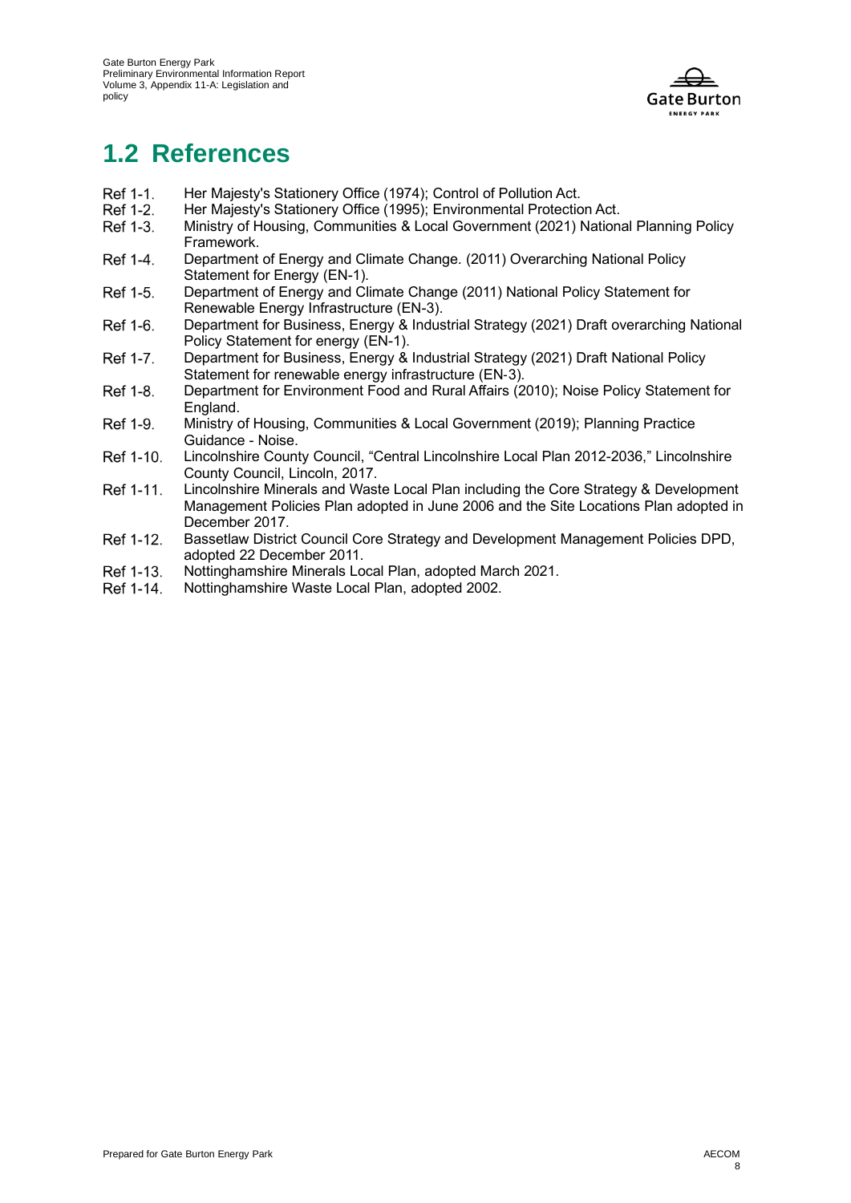## 1.2 References

- Ref 1-1. Her Majesty's Stationery Office (1974); Control of Pollution Act.
- Ref 1-2. Her Majesty's Stationery Office (1995); Environmental Protection Act.
- Ref 1-3. Ministry of Housing, Communities & Local Government (2021) National Planning Policy Framework.
- Ref 1-4. Department of Energy and Climate Change. (2011) Overarching National Policy Statement for Energy (EN-1).
- Ref 1-5. Department of Energy and Climate Change (2011) National Policy Statement for Renewable Energy Infrastructure (EN-3).
- Ref 1-6. Department for Business, Energy & Industrial Strategy (2021) Draft overarching National Policy Statement for energy (EN-1).
- Ref 1-7. Department for Business, Energy & Industrial Strategy (2021) Draft National Policy Statement for renewable energy infrastructure (EN-3).
- Ref 1-8. Department for Environment Food and Rural Affairs (2010); Noise Policy Statement for England.
- Ref 1-9. Ministry of Housing, Communities & Local Government (2019); Planning Practice Guidance - Noise.
- Ref 1-10. Lincolnshire County Council, "Central Lincolnshire Local Plan 2012-2036," Lincolnshire County Council, Lincoln, 2017.
- Ref 1-11. Lincolnshire Minerals and Waste Local Plan including the Core Strategy & Development Management Policies Plan adopted in June 2006 and the Site Locations Plan adopted in December 2017.
- Ref 1-12. Bassetlaw District Council Core Strategy and Development Management Policies DPD, adopted 22 December 2011.
- Ref 1-13. Nottinghamshire Minerals Local Plan, adopted March 2021.
- Ref 1-14. Nottinghamshire Waste Local Plan, adopted 2002.